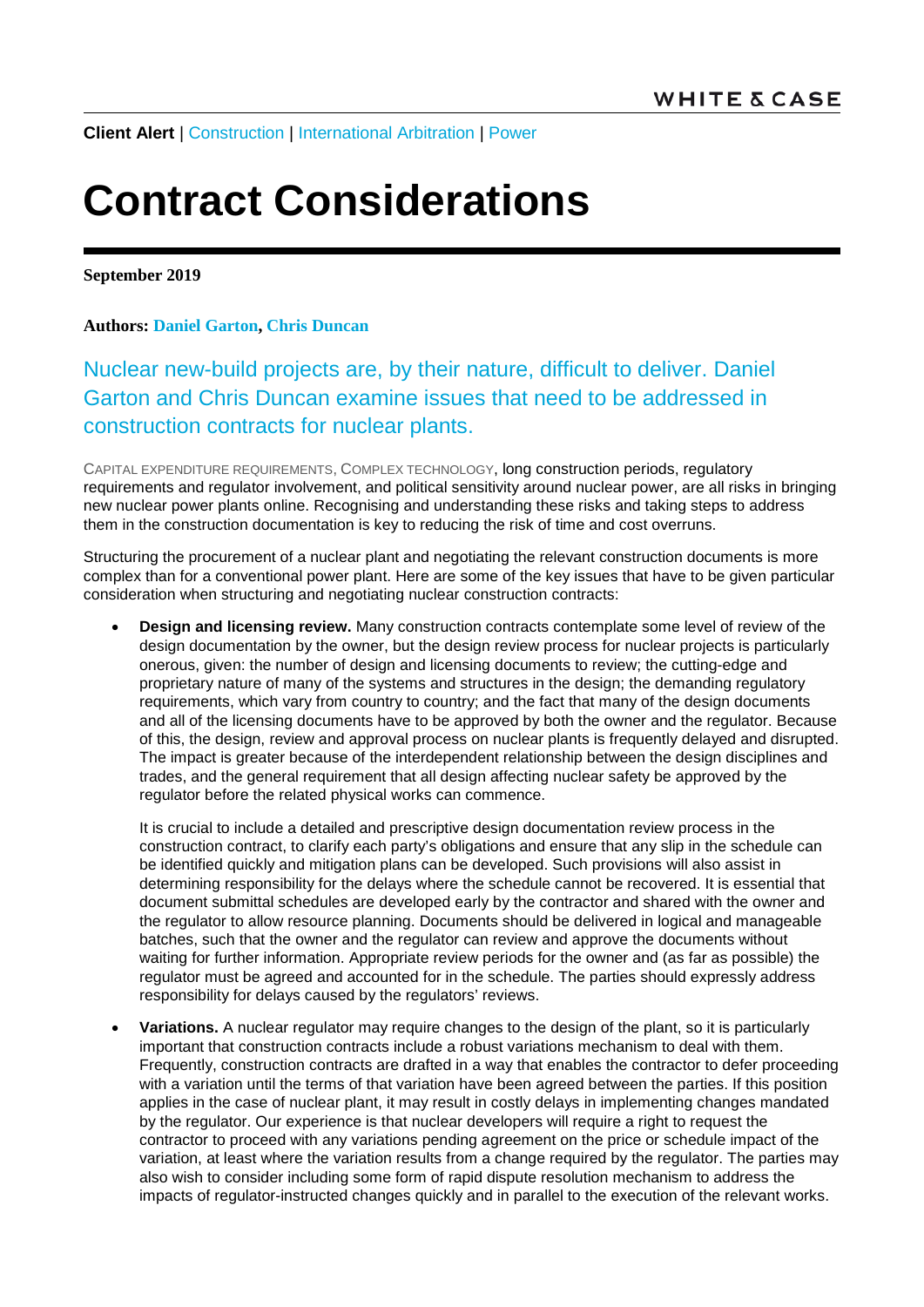**Client Alert** | Construction | International Arbitration | Power

# Contract Considerations

**September 2019**

**Authors: Daniel Garton, Chris Duncan**

## Nuclear new-build projects are, by their nature, difficult to deliver. Daniel Garton and Chris Duncan examine issues that need to be addressed in construction contracts for nuclear plants.

CAPITAL EXPENDITURE REQUIREMENTS, COMPLEX TECHNOLOGY, long construction periods, regulatory requirements and regulator involvement, and political sensitivity around nuclear power, are all risks in bringing new nuclear power plants online. Recognising and understanding these risks and taking steps to address them in the construction documentation is key to reducing the risk of time and cost overruns.

Structuring the procurement of a nuclear plant and negotiating the relevant construction documents is more complex than for a conventional power plant. Here are some of the key issues that have to be given particular consideration when structuring and negotiating nuclear construction contracts:

- **Design and licensing review.** Many construction contracts contemplate some level of review of the design documentation by the owner, but the design review process for nuclear projects is particularly onerous, given: the number of design and licensing documents to review; the cutting-edge and proprietary nature of many of the systems and structures in the design; the demanding regulatory requirements, which vary from country to country; and the fact that many of the design documents and all of the licensing documents have to be approved by both the owner and the regulator. Because of this, the design, review and approval process on nuclear plants is frequently delayed and disrupted. The impact is greater because of the interdependent relationship between the design disciplines and trades, and the general requirement that all design affecting nuclear safety be approved by the regulator before the related physical works can commence.

  It is crucial to include a detailed and prescriptive design documentation review process in the construction contract, to clarify each party's obligations and ensure that any slip in the schedule can be identified quickly and mitigation plans can be developed. Such provisions will also assist in determining responsibility for the delays where the schedule cannot be recovered. It is essential that document submittal schedules are developed early by the contractor and shared with the owner and the regulator to allow resource planning. Documents should be delivered in logical and manageable batches, such that the owner and the regulator can review and approve the documents without waiting for further information. Appropriate review periods for the owner and (as far as possible) the regulator must be agreed and accounted for in the schedule. The parties should expressly address responsibility for delays caused by the regulators' reviews.

- **Variations.** A nuclear regulator may require changes to the design of the plant, so it is particularly important that construction contracts include a robust variations mechanism to deal with them. Frequently, construction contracts are drafted in a way that enables the contractor to defer proceeding with a variation until the terms of that variation have been agreed between the parties. If this position applies in the case of nuclear plant, it may result in costly delays in implementing changes mandated by the regulator. Our experience is that nuclear developers will require a right to request the contractor to proceed with any variations pending agreement on the price or schedule impact of the variation, at least where the variation results from a change required by the regulator. The parties may also wish to consider including some form of rapid dispute resolution mechanism to address the impacts of regulator-instructed changes quickly and in parallel to the execution of the relevant works.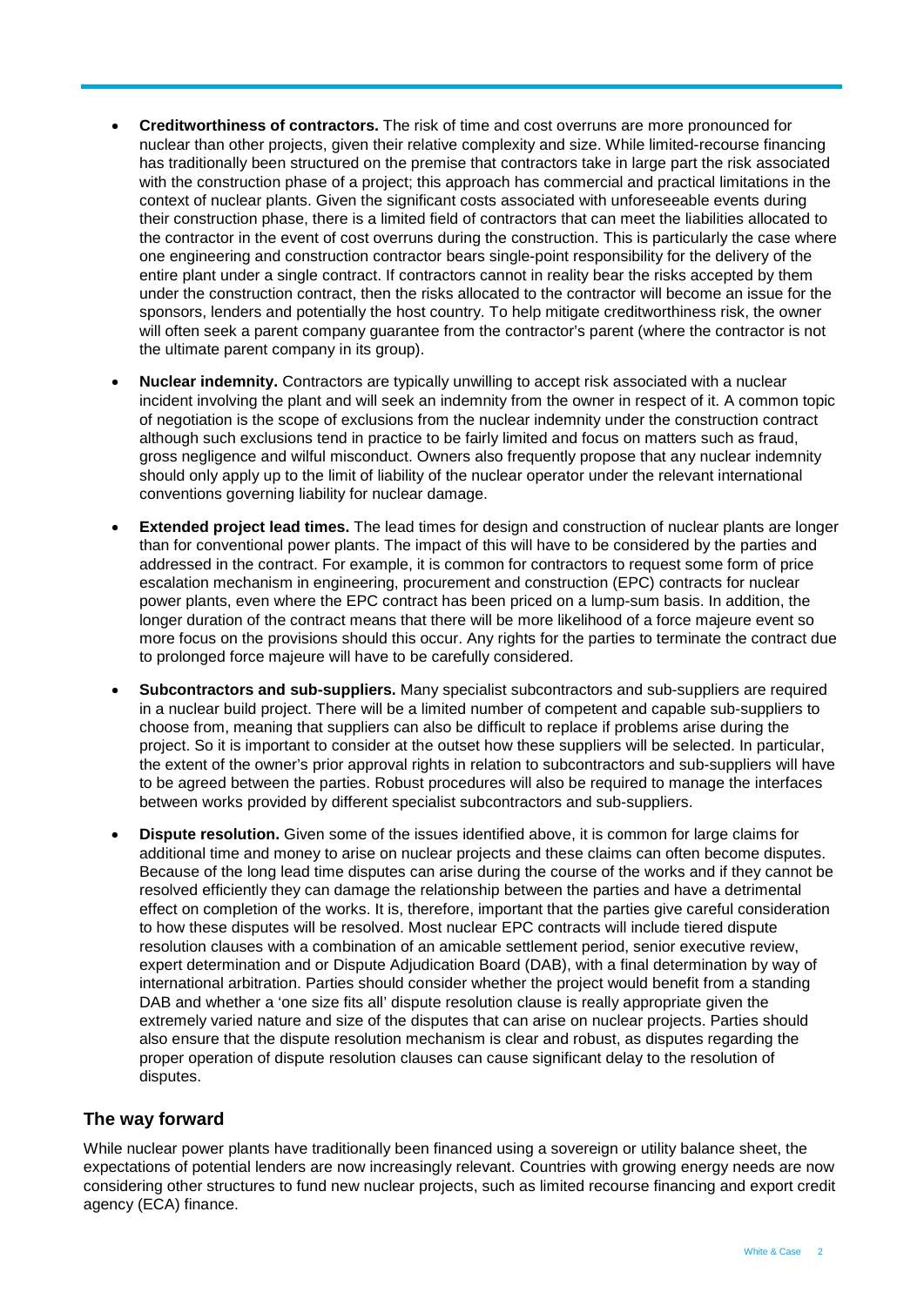- **Creditworthiness of contractors.** The risk of time and cost overruns are more pronounced for nuclear than other projects, given their relative complexity and size. While limited-recourse financing has traditionally been structured on the premise that contractors take in large part the risk associated with the construction phase of a project; this approach has commercial and practical limitations in the context of nuclear plants. Given the significant costs associated with unforeseeable events during their construction phase, there is a limited field of contractors that can meet the liabilities allocated to the contractor in the event of cost overruns during the construction. This is particularly the case where one engineering and construction contractor bears single-point responsibility for the delivery of the entire plant under a single contract. If contractors cannot in reality bear the risks accepted by them under the construction contract, then the risks allocated to the contractor will become an issue for the sponsors, lenders and potentially the host country. To help mitigate creditworthiness risk, the owner will often seek a parent company guarantee from the contractor's parent (where the contractor is not the ultimate parent company in its group).

- **Nuclear indemnity.** Contractors are typically unwilling to accept risk associated with a nuclear incident involving the plant and will seek an indemnity from the owner in respect of it. A common topic of negotiation is the scope of exclusions from the nuclear indemnity under the construction contract although such exclusions tend in practice to be fairly limited and focus on matters such as fraud, gross negligence and wilful misconduct. Owners also frequently propose that any nuclear indemnity should only apply up to the limit of liability of the nuclear operator under the relevant international conventions governing liability for nuclear damage.

- **Extended project lead times.** The lead times for design and construction of nuclear plants are longer than for conventional power plants. The impact of this will have to be considered by the parties and addressed in the contract. For example, it is common for contractors to request some form of price escalation mechanism in engineering, procurement and construction (EPC) contracts for nuclear power plants, even where the EPC contract has been priced on a lump-sum basis. In addition, the longer duration of the contract means that there will be more likelihood of a force majeure event so more focus on the provisions should this occur. Any rights for the parties to terminate the contract due to prolonged force majeure will have to be carefully considered.

- **Subcontractors and sub-suppliers.** Many specialist subcontractors and sub-suppliers are required in a nuclear build project. There will be a limited number of competent and capable sub-suppliers to choose from, meaning that suppliers can also be difficult to replace if problems arise during the project. So it is important to consider at the outset how these suppliers will be selected. In particular, the extent of the owner's prior approval rights in relation to subcontractors and sub-suppliers will have to be agreed between the parties. Robust procedures will also be required to manage the interfaces between works provided by different specialist subcontractors and sub-suppliers.

- **Dispute resolution.** Given some of the issues identified above, it is common for large claims for additional time and money to arise on nuclear projects and these claims can often become disputes. Because of the long lead time disputes can arise during the course of the works and if they cannot be resolved efficiently they can damage the relationship between the parties and have a detrimental effect on completion of the works. It is, therefore, important that the parties give careful consideration to how these disputes will be resolved. Most nuclear EPC contracts will include tiered dispute resolution clauses with a combination of an amicable settlement period, senior executive review, expert determination and or Dispute Adjudication Board (DAB), with a final determination by way of international arbitration. Parties should consider whether the project would benefit from a standing DAB and whether a 'one size fits all' dispute resolution clause is really appropriate given the extremely varied nature and size of the disputes that can arise on nuclear projects. Parties should also ensure that the dispute resolution mechanism is clear and robust, as disputes regarding the proper operation of dispute resolution clauses can cause significant delay to the resolution of disputes.

## The way forward

While nuclear power plants have traditionally been financed using a sovereign or utility balance sheet, the expectations of potential lenders are now increasingly relevant. Countries with growing energy needs are now considering other structures to fund new nuclear projects, such as limited recourse financing and export credit agency (ECA) finance.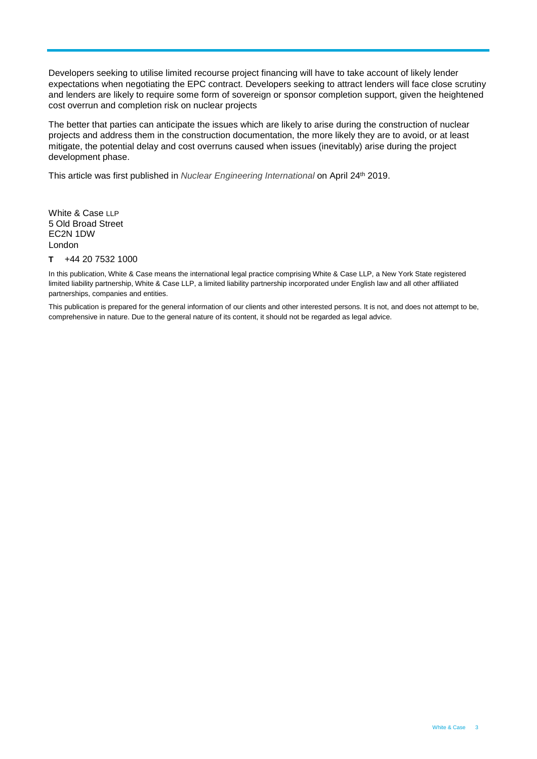Developers seeking to utilise limited recourse project financing will have to take account of likely lender expectations when negotiating the EPC contract. Developers seeking to attract lenders will face close scrutiny and lenders are likely to require some form of sovereign or sponsor completion support, given the heightened cost overrun and completion risk on nuclear projects

The better that parties can anticipate the issues which are likely to arise during the construction of nuclear projects and address them in the construction documentation, the more likely they are to avoid, or at least mitigate, the potential delay and cost overruns caused when issues (inevitably) arise during the project development phase.

This article was first published in *Nuclear Engineering International* on April 24th 2019.

White & Case LLP
5 Old Broad Street
EC2N 1DW
London

**T** +44 20 7532 1000

In this publication, White & Case means the international legal practice comprising White & Case LLP, a New York State registered limited liability partnership, White & Case LLP, a limited liability partnership incorporated under English law and all other affiliated partnerships, companies and entities.

This publication is prepared for the general information of our clients and other interested persons. It is not, and does not attempt to be, comprehensive in nature. Due to the general nature of its content, it should not be regarded as legal advice.